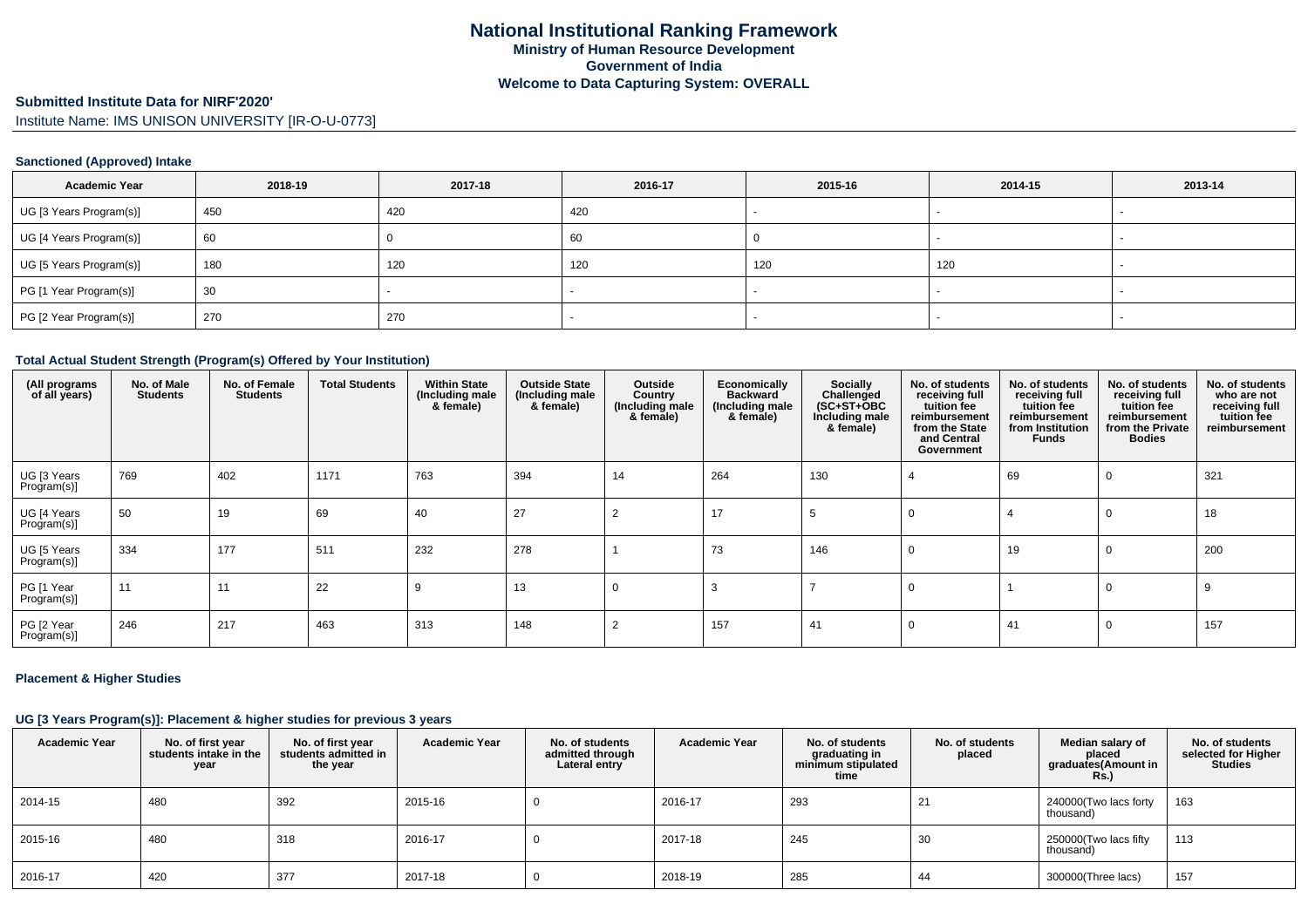# National Institutional Ranking Framework
## Ministry of Human Resource Development
## Government of India
## Welcome to Data Capturing System: OVERALL

**Submitted Institute Data for NIRF'2020'**

Institute Name: IMS UNISON UNIVERSITY [IR-O-U-0773]

### Sanctioned (Approved) Intake

| Academic Year | 2018-19 | 2017-18 | 2016-17 | 2015-16 | 2014-15 | 2013-14 |
|---|---|---|---|---|---|---|
| UG [3 Years Program(s)] | 450 | 420 | 420 | - | - | - |
| UG [4 Years Program(s)] | 60 | 0 | 60 | 0 | - | - |
| UG [5 Years Program(s)] | 180 | 120 | 120 | 120 | 120 | - |
| PG [1 Year Program(s)] | 30 | - | - | - | - | - |
| PG [2 Year Program(s)] | 270 | 270 | - | - | - | - |

### Total Actual Student Strength (Program(s) Offered by Your Institution)

| (All programs of all years) | No. of Male Students | No. of Female Students | Total Students | Within State (Including male & female) | Outside State (Including male & female) | Outside Country (Including male & female) | Economically Backward (Including male & female) | Socially Challenged (SC+ST+OBC Including male & female) | No. of students receiving full tuition fee reimbursement from the State and Central Government | No. of students receiving full tuition fee reimbursement from Institution Funds | No. of students receiving full tuition fee reimbursement from the Private Bodies | No. of students who are not receiving full tuition fee reimbursement |
|---|---|---|---|---|---|---|---|---|---|---|---|---|
| UG [3 Years Program(s)] | 769 | 402 | 1171 | 763 | 394 | 14 | 264 | 130 | 4 | 69 | 0 | 321 |
| UG [4 Years Program(s)] | 50 | 19 | 69 | 40 | 27 | 2 | 17 | 5 | 0 | 4 | 0 | 18 |
| UG [5 Years Program(s)] | 334 | 177 | 511 | 232 | 278 | 1 | 73 | 146 | 0 | 19 | 0 | 200 |
| PG [1 Year Program(s)] | 11 | 11 | 22 | 9 | 13 | 0 | 3 | 7 | 0 | 1 | 0 | 9 |
| PG [2 Year Program(s)] | 246 | 217 | 463 | 313 | 148 | 2 | 157 | 41 | 0 | 41 | 0 | 157 |

### Placement & Higher Studies

#### UG [3 Years Program(s)]: Placement & higher studies for previous 3 years

| Academic Year | No. of first year students intake in the year | No. of first year students admitted in the year | Academic Year | No. of students admitted through Lateral entry | Academic Year | No. of students graduating in minimum stipulated time | No. of students placed | Median salary of placed graduates(Amount in Rs.) | No. of students selected for Higher Studies |
|---|---|---|---|---|---|---|---|---|---|
| 2014-15 | 480 | 392 | 2015-16 | 0 | 2016-17 | 293 | 21 | 240000(Two lacs forty thousand) | 163 |
| 2015-16 | 480 | 318 | 2016-17 | 0 | 2017-18 | 245 | 30 | 250000(Two lacs fifty thousand) | 113 |
| 2016-17 | 420 | 377 | 2017-18 | 0 | 2018-19 | 285 | 44 | 300000(Three lacs) | 157 |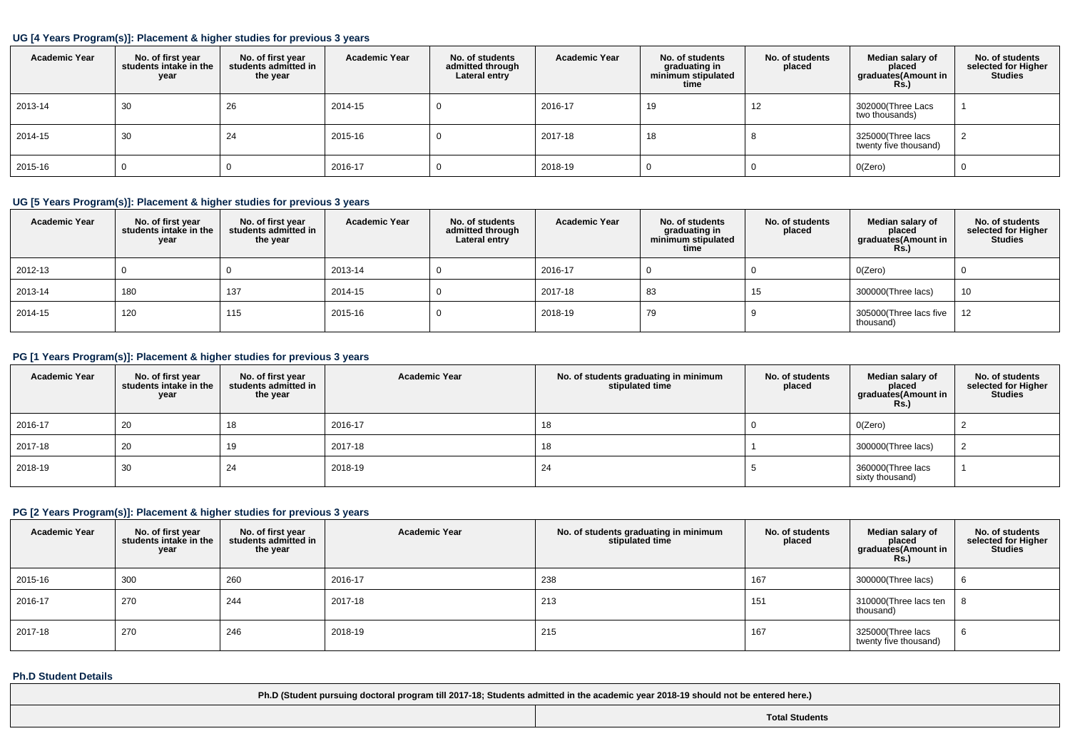### UG [4 Years Program(s)]: Placement & higher studies for previous 3 years

| Academic Year | No. of first year students intake in the year | No. of first year students admitted in the year | Academic Year | No. of students admitted through Lateral entry | Academic Year | No. of students graduating in minimum stipulated time | No. of students placed | Median salary of placed graduates(Amount in Rs.) | No. of students selected for Higher Studies |
|---|---|---|---|---|---|---|---|---|---|
| 2013-14 | 30 | 26 | 2014-15 | 0 | 2016-17 | 19 | 12 | 302000(Three Lacs two thousands) | 1 |
| 2014-15 | 30 | 24 | 2015-16 | 0 | 2017-18 | 18 | 8 | 325000(Three lacs twenty five thousand) | 2 |
| 2015-16 | 0 | 0 | 2016-17 | 0 | 2018-19 | 0 | 0 | 0(Zero) | 0 |

### UG [5 Years Program(s)]: Placement & higher studies for previous 3 years

| Academic Year | No. of first year students intake in the year | No. of first year students admitted in the year | Academic Year | No. of students admitted through Lateral entry | Academic Year | No. of students graduating in minimum stipulated time | No. of students placed | Median salary of placed graduates(Amount in Rs.) | No. of students selected for Higher Studies |
|---|---|---|---|---|---|---|---|---|---|
| 2012-13 | 0 | 0 | 2013-14 | 0 | 2016-17 | 0 | 0 | 0(Zero) | 0 |
| 2013-14 | 180 | 137 | 2014-15 | 0 | 2017-18 | 83 | 15 | 300000(Three lacs) | 10 |
| 2014-15 | 120 | 115 | 2015-16 | 0 | 2018-19 | 79 | 9 | 305000(Three lacs five thousand) | 12 |

### PG [1 Years Program(s)]: Placement & higher studies for previous 3 years

| Academic Year | No. of first year students intake in the year | No. of first year students admitted in the year | Academic Year | No. of students graduating in minimum stipulated time | No. of students placed | Median salary of placed graduates(Amount in Rs.) | No. of students selected for Higher Studies |
|---|---|---|---|---|---|---|---|
| 2016-17 | 20 | 18 | 2016-17 | 18 | 0 | 0(Zero) | 2 |
| 2017-18 | 20 | 19 | 2017-18 | 18 | 1 | 300000(Three lacs) | 2 |
| 2018-19 | 30 | 24 | 2018-19 | 24 | 5 | 360000(Three lacs sixty thousand) | 1 |

### PG [2 Years Program(s)]: Placement & higher studies for previous 3 years

| Academic Year | No. of first year students intake in the year | No. of first year students admitted in the year | Academic Year | No. of students graduating in minimum stipulated time | No. of students placed | Median salary of placed graduates(Amount in Rs.) | No. of students selected for Higher Studies |
|---|---|---|---|---|---|---|---|
| 2015-16 | 300 | 260 | 2016-17 | 238 | 167 | 300000(Three lacs) | 6 |
| 2016-17 | 270 | 244 | 2017-18 | 213 | 151 | 310000(Three lacs ten thousand) | 8 |
| 2017-18 | 270 | 246 | 2018-19 | 215 | 167 | 325000(Three lacs twenty five thousand) | 6 |

### Ph.D Student Details

| Ph.D (Student pursuing doctoral program till 2017-18; Students admitted in the academic year 2018-19 should not be entered here.) | |
|---|---|
| | Total Students |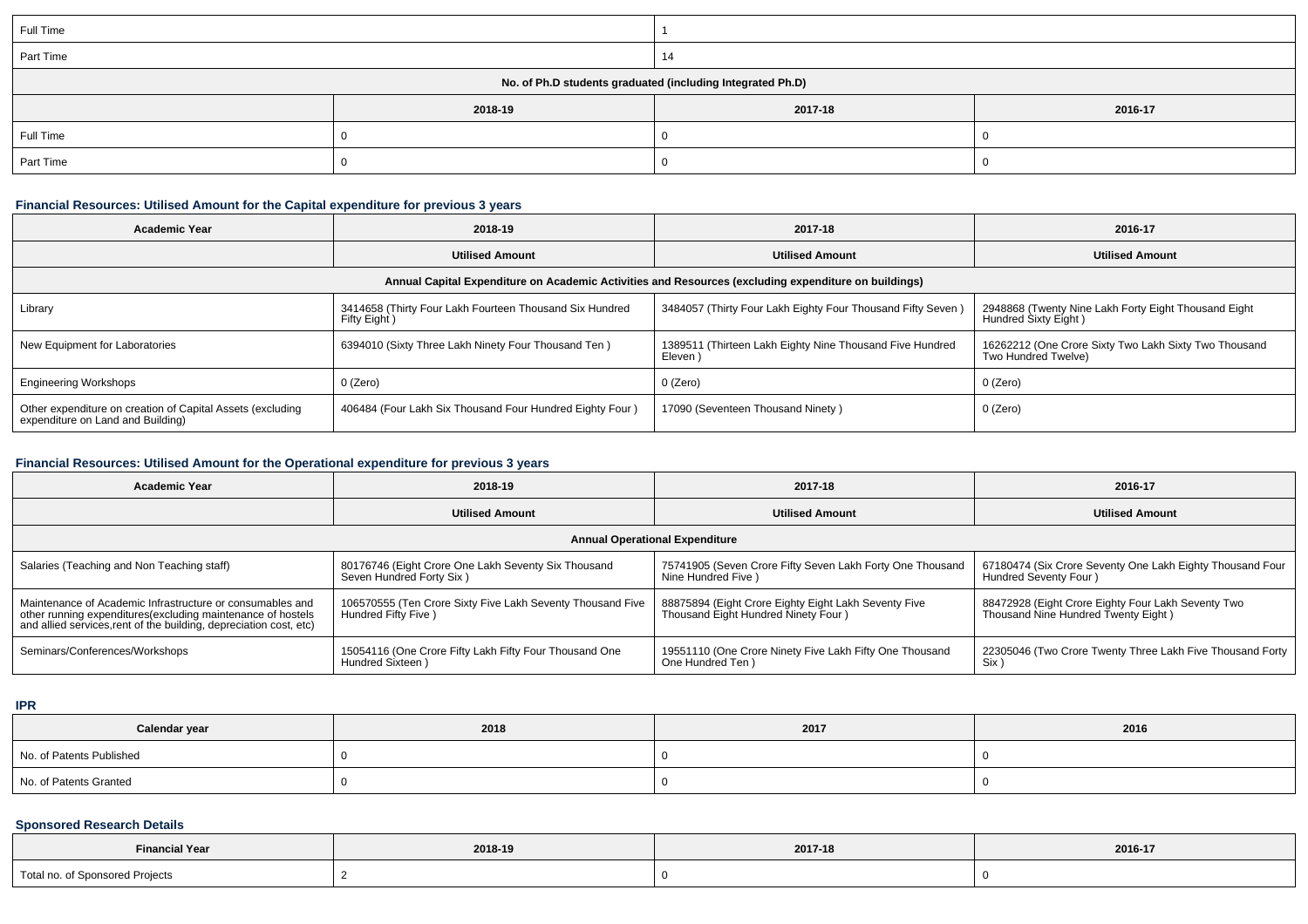| Full Time | 1 | | |
|---|---|---|---|
| Part Time | 14 | | |
| **No. of Ph.D students graduated (including Integrated Ph.D)** | | | |
| | **2018-19** | **2017-18** | **2016-17** |
| Full Time | 0 | 0 | 0 |
| Part Time | 0 | 0 | 0 |

### Financial Resources: Utilised Amount for the Capital expenditure for previous 3 years

| Academic Year | 2018-19 | 2017-18 | 2016-17 |
|---|---|---|---|
| | **Utilised Amount** | **Utilised Amount** | **Utilised Amount** |
| **Annual Capital Expenditure on Academic Activities and Resources (excluding expenditure on buildings)** | | | |
| Library | 3414658 (Thirty Four Lakh Fourteen Thousand Six Hundred Fifty Eight ) | 3484057 (Thirty Four Lakh Eighty Four Thousand Fifty Seven ) | 2948868 (Twenty Nine Lakh Forty Eight Thousand Eight Hundred Sixty Eight ) |
| New Equipment for Laboratories | 6394010 (Sixty Three Lakh Ninety Four Thousand Ten ) | 1389511 (Thirteen Lakh Eighty Nine Thousand Five Hundred Eleven ) | 16262212 (One Crore Sixty Two Lakh Sixty Two Thousand Two Hundred Twelve) |
| Engineering Workshops | 0 (Zero) | 0 (Zero) | 0 (Zero) |
| Other expenditure on creation of Capital Assets (excluding expenditure on Land and Building) | 406484 (Four Lakh Six Thousand Four Hundred Eighty Four ) | 17090 (Seventeen Thousand Ninety ) | 0 (Zero) |

### Financial Resources: Utilised Amount for the Operational expenditure for previous 3 years

| Academic Year | 2018-19 | 2017-18 | 2016-17 |
|---|---|---|---|
| | **Utilised Amount** | **Utilised Amount** | **Utilised Amount** |
| **Annual Operational Expenditure** | | | |
| Salaries (Teaching and Non Teaching staff) | 80176746 (Eight Crore One Lakh Seventy Six Thousand Seven Hundred Forty Six ) | 75741905 (Seven Crore Fifty Seven Lakh Forty One Thousand Nine Hundred Five ) | 67180474 (Six Crore Seventy One Lakh Eighty Thousand Four Hundred Seventy Four ) |
| Maintenance of Academic Infrastructure or consumables and other running expenditures(excluding maintenance of hostels and allied services,rent of the building, depreciation cost, etc) | 106570555 (Ten Crore Sixty Five Lakh Seventy Thousand Five Hundred Fifty Five ) | 88875894 (Eight Crore Eighty Eight Lakh Seventy Five Thousand Eight Hundred Ninety Four ) | 88472928 (Eight Crore Eighty Four Lakh Seventy Two Thousand Nine Hundred Twenty Eight ) |
| Seminars/Conferences/Workshops | 15054116 (One Crore Fifty Lakh Fifty Four Thousand One Hundred Sixteen ) | 19551110 (One Crore Ninety Five Lakh Fifty One Thousand One Hundred Ten ) | 22305046 (Two Crore Twenty Three Lakh Five Thousand Forty Six ) |

### IPR

| Calendar year | 2018 | 2017 | 2016 |
|---|---|---|---|
| No. of Patents Published | 0 | 0 | 0 |
| No. of Patents Granted | 0 | 0 | 0 |

### Sponsored Research Details

| Financial Year | 2018-19 | 2017-18 | 2016-17 |
|---|---|---|---|
| Total no. of Sponsored Projects | 2 | 0 | 0 |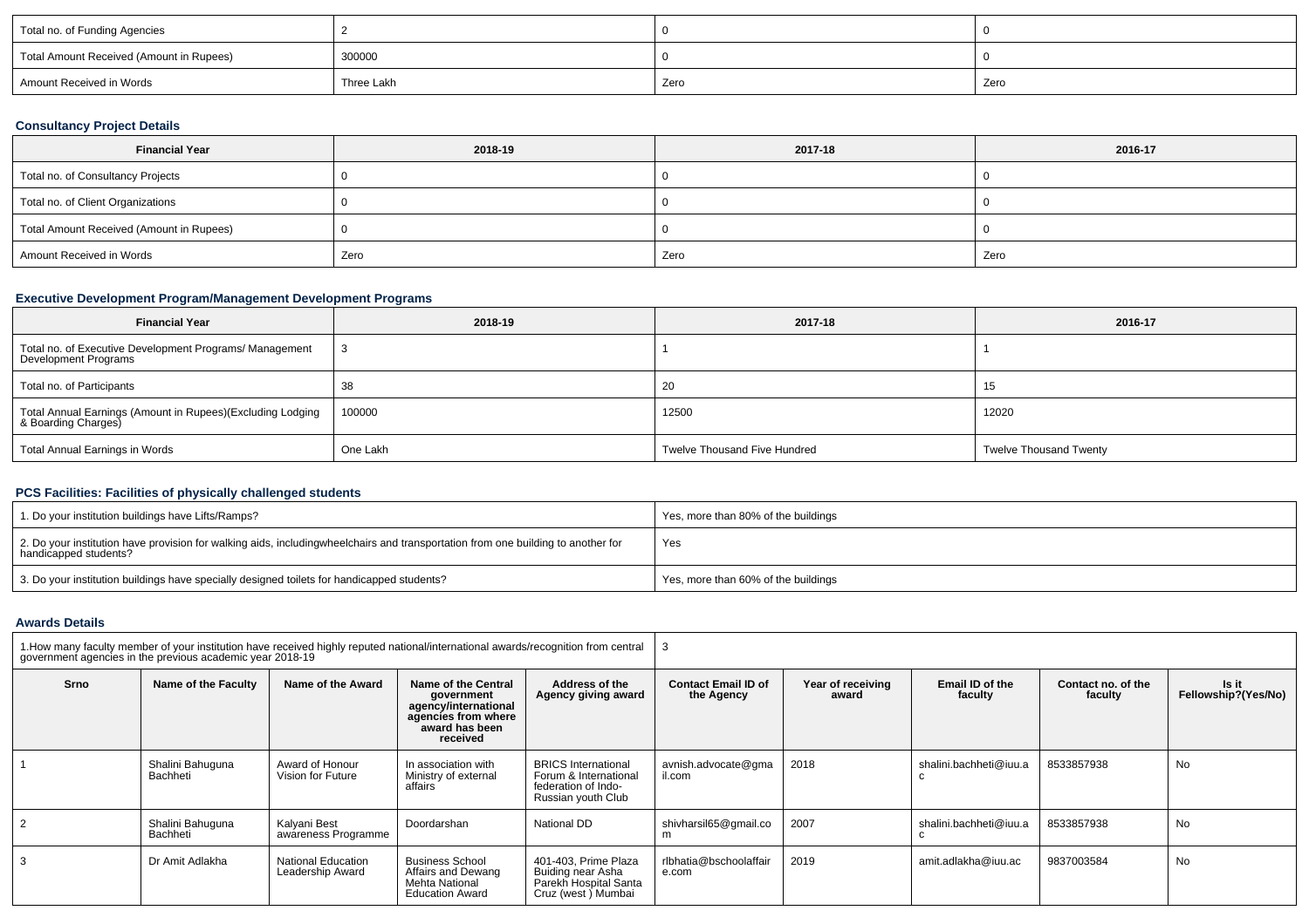| Total no. of Funding Agencies | 2 | 0 | 0 |
|---|---|---|---|
| Total Amount Received (Amount in Rupees) | 300000 | 0 | 0 |
| Amount Received in Words | Three Lakh | Zero | Zero |

### Consultancy Project Details

| Financial Year | 2018-19 | 2017-18 | 2016-17 |
|---|---|---|---|
| Total no. of Consultancy Projects | 0 | 0 | 0 |
| Total no. of Client Organizations | 0 | 0 | 0 |
| Total Amount Received (Amount in Rupees) | 0 | 0 | 0 |
| Amount Received in Words | Zero | Zero | Zero |

### Executive Development Program/Management Development Programs

| Financial Year | 2018-19 | 2017-18 | 2016-17 |
|---|---|---|---|
| Total no. of Executive Development Programs/ Management Development Programs | 3 | 1 | 1 |
| Total no. of Participants | 38 | 20 | 15 |
| Total Annual Earnings (Amount in Rupees)(Excluding Lodging & Boarding Charges) | 100000 | 12500 | 12020 |
| Total Annual Earnings in Words | One Lakh | Twelve Thousand Five Hundred | Twelve Thousand Twenty |

### PCS Facilities: Facilities of physically challenged students

| 1. Do your institution buildings have Lifts/Ramps? | Yes, more than 80% of the buildings |
|---|---|
| 2. Do your institution have provision for walking aids, includingwheelchairs and transportation from one building to another for handicapped students? | Yes |
| 3. Do your institution buildings have specially designed toilets for handicapped students? | Yes, more than 60% of the buildings |

### Awards Details

1.How many faculty member of your institution have received highly reputed national/international awards/recognition from central government agencies in the previous academic year 2018-19: 3

| Srno | Name of the Faculty | Name of the Award | Name of the Central government agency/international agencies from where award has been received | Address of the Agency giving award | Contact Email ID of the Agency | Year of receiving award | Email ID of the faculty | Contact no. of the faculty | Is it Fellowship?(Yes/No) |
|---|---|---|---|---|---|---|---|---|---|
| 1 | Shalini Bahuguna Bachheti | Award of Honour Vision for Future | In association with Ministry of external affairs | BRICS International Forum & International federation of Indo-Russian youth Club | avnish.advocate@gmail.com | 2018 | shalini.bachheti@iuu.ac | 8533857938 | No |
| 2 | Shalini Bahuguna Bachheti | Kalyani Best awareness Programme | Doordarshan | National DD | shivharsil65@gmail.com | 2007 | shalini.bachheti@iuu.ac | 8533857938 | No |
| 3 | Dr Amit Adlakha | National Education Leadership Award | Business School Affairs and Dewang Mehta National Education Award | 401-403, Prime Plaza Buiding near Asha Parekh Hospital Santa Cruz (west ) Mumbai | rlbhatia@bschoolaffair e.com | 2019 | amit.adlakha@iuu.ac | 9837003584 | No |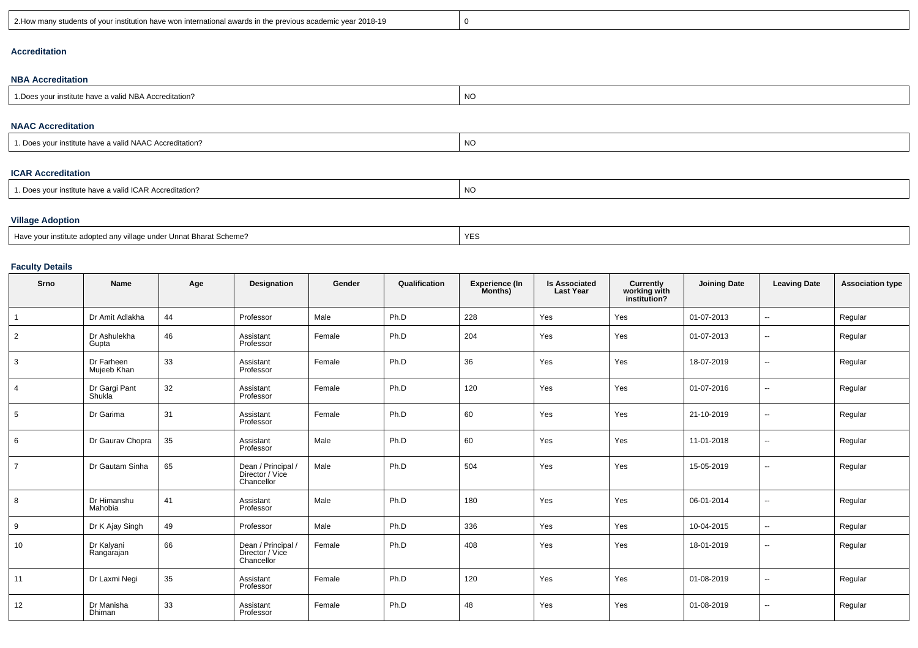| 2.How many students of your institution have won international awards in the previous academic year 2018-19 | 0 |
|---|---|

### Accreditation

#### NBA Accreditation

| 1.Does your institute have a valid NBA Accreditation? | NO |
|---|---|

#### NAAC Accreditation

| 1. Does your institute have a valid NAAC Accreditation? | NO |
|---|---|

#### ICAR Accreditation

| 1. Does your institute have a valid ICAR Accreditation? | NO |
|---|---|

#### Village Adoption

| Have your institute adopted any village under Unnat Bharat Scheme? | YES |
|---|---|

#### Faculty Details

| Srno | Name | Age | Designation | Gender | Qualification | Experience (In Months) | Is Associated Last Year | Currently working with institution? | Joining Date | Leaving Date | Association type |
|---|---|---|---|---|---|---|---|---|---|---|---|
| 1 | Dr Amit Adlakha | 44 | Professor | Male | Ph.D | 228 | Yes | Yes | 01-07-2013 | -- | Regular |
| 2 | Dr Ashulekha Gupta | 46 | Assistant Professor | Female | Ph.D | 204 | Yes | Yes | 01-07-2013 | -- | Regular |
| 3 | Dr Farheen Mujeeb Khan | 33 | Assistant Professor | Female | Ph.D | 36 | Yes | Yes | 18-07-2019 | -- | Regular |
| 4 | Dr Gargi Pant Shukla | 32 | Assistant Professor | Female | Ph.D | 120 | Yes | Yes | 01-07-2016 | -- | Regular |
| 5 | Dr Garima | 31 | Assistant Professor | Female | Ph.D | 60 | Yes | Yes | 21-10-2019 | -- | Regular |
| 6 | Dr Gaurav Chopra | 35 | Assistant Professor | Male | Ph.D | 60 | Yes | Yes | 11-01-2018 | -- | Regular |
| 7 | Dr Gautam Sinha | 65 | Dean / Principal / Director / Vice Chancellor | Male | Ph.D | 504 | Yes | Yes | 15-05-2019 | -- | Regular |
| 8 | Dr Himanshu Mahobia | 41 | Assistant Professor | Male | Ph.D | 180 | Yes | Yes | 06-01-2014 | -- | Regular |
| 9 | Dr K Ajay Singh | 49 | Professor | Male | Ph.D | 336 | Yes | Yes | 10-04-2015 | -- | Regular |
| 10 | Dr Kalyani Rangarajan | 66 | Dean / Principal / Director / Vice Chancellor | Female | Ph.D | 408 | Yes | Yes | 18-01-2019 | -- | Regular |
| 11 | Dr Laxmi Negi | 35 | Assistant Professor | Female | Ph.D | 120 | Yes | Yes | 01-08-2019 | -- | Regular |
| 12 | Dr Manisha Dhiman | 33 | Assistant Professor | Female | Ph.D | 48 | Yes | Yes | 01-08-2019 | -- | Regular |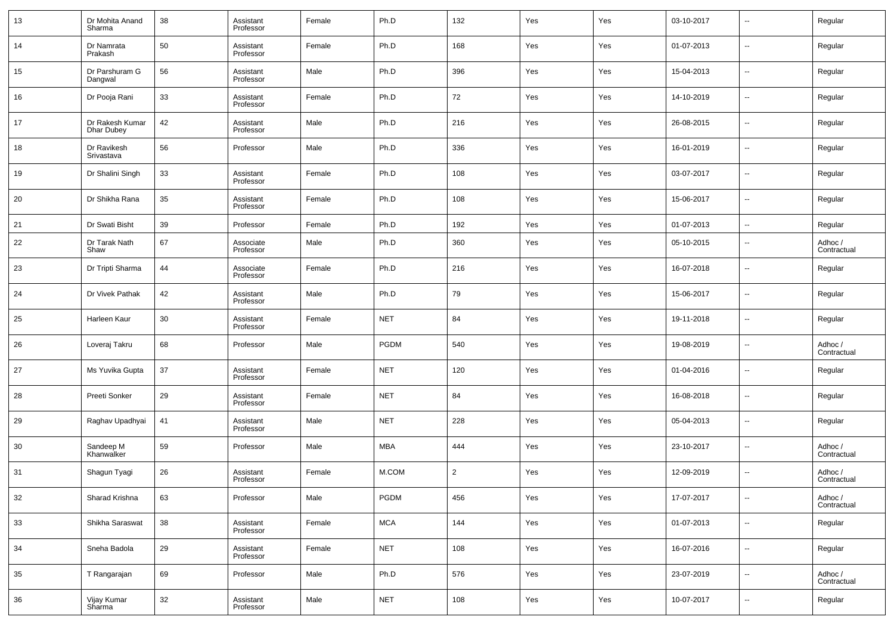| 13 | Dr Mohita Anand Sharma | 38 | Assistant Professor | Female | Ph.D | 132 | Yes | Yes | 03-10-2017 | -- | Regular |
|---|---|---|---|---|---|---|---|---|---|---|---|
| 14 | Dr Namrata Prakash | 50 | Assistant Professor | Female | Ph.D | 168 | Yes | Yes | 01-07-2013 | -- | Regular |
| 15 | Dr Parshuram G Dangwal | 56 | Assistant Professor | Male | Ph.D | 396 | Yes | Yes | 15-04-2013 | -- | Regular |
| 16 | Dr Pooja Rani | 33 | Assistant Professor | Female | Ph.D | 72 | Yes | Yes | 14-10-2019 | -- | Regular |
| 17 | Dr Rakesh Kumar Dhar Dubey | 42 | Assistant Professor | Male | Ph.D | 216 | Yes | Yes | 26-08-2015 | -- | Regular |
| 18 | Dr Ravikesh Srivastava | 56 | Professor | Male | Ph.D | 336 | Yes | Yes | 16-01-2019 | -- | Regular |
| 19 | Dr Shalini Singh | 33 | Assistant Professor | Female | Ph.D | 108 | Yes | Yes | 03-07-2017 | -- | Regular |
| 20 | Dr Shikha Rana | 35 | Assistant Professor | Female | Ph.D | 108 | Yes | Yes | 15-06-2017 | -- | Regular |
| 21 | Dr Swati Bisht | 39 | Professor | Female | Ph.D | 192 | Yes | Yes | 01-07-2013 | -- | Regular |
| 22 | Dr Tarak Nath Shaw | 67 | Associate Professor | Male | Ph.D | 360 | Yes | Yes | 05-10-2015 | -- | Adhoc / Contractual |
| 23 | Dr Tripti Sharma | 44 | Associate Professor | Female | Ph.D | 216 | Yes | Yes | 16-07-2018 | -- | Regular |
| 24 | Dr Vivek Pathak | 42 | Assistant Professor | Male | Ph.D | 79 | Yes | Yes | 15-06-2017 | -- | Regular |
| 25 | Harleen Kaur | 30 | Assistant Professor | Female | NET | 84 | Yes | Yes | 19-11-2018 | -- | Regular |
| 26 | Loveraj Takru | 68 | Professor | Male | PGDM | 540 | Yes | Yes | 19-08-2019 | -- | Adhoc / Contractual |
| 27 | Ms Yuvika Gupta | 37 | Assistant Professor | Female | NET | 120 | Yes | Yes | 01-04-2016 | -- | Regular |
| 28 | Preeti Sonker | 29 | Assistant Professor | Female | NET | 84 | Yes | Yes | 16-08-2018 | -- | Regular |
| 29 | Raghav Upadhyai | 41 | Assistant Professor | Male | NET | 228 | Yes | Yes | 05-04-2013 | -- | Regular |
| 30 | Sandeep M Khanwalker | 59 | Professor | Male | MBA | 444 | Yes | Yes | 23-10-2017 | -- | Adhoc / Contractual |
| 31 | Shagun Tyagi | 26 | Assistant Professor | Female | M.COM | 2 | Yes | Yes | 12-09-2019 | -- | Adhoc / Contractual |
| 32 | Sharad Krishna | 63 | Professor | Male | PGDM | 456 | Yes | Yes | 17-07-2017 | -- | Adhoc / Contractual |
| 33 | Shikha Saraswat | 38 | Assistant Professor | Female | MCA | 144 | Yes | Yes | 01-07-2013 | -- | Regular |
| 34 | Sneha Badola | 29 | Assistant Professor | Female | NET | 108 | Yes | Yes | 16-07-2016 | -- | Regular |
| 35 | T Rangarajan | 69 | Professor | Male | Ph.D | 576 | Yes | Yes | 23-07-2019 | -- | Adhoc / Contractual |
| 36 | Vijay Kumar Sharma | 32 | Assistant Professor | Male | NET | 108 | Yes | Yes | 10-07-2017 | -- | Regular |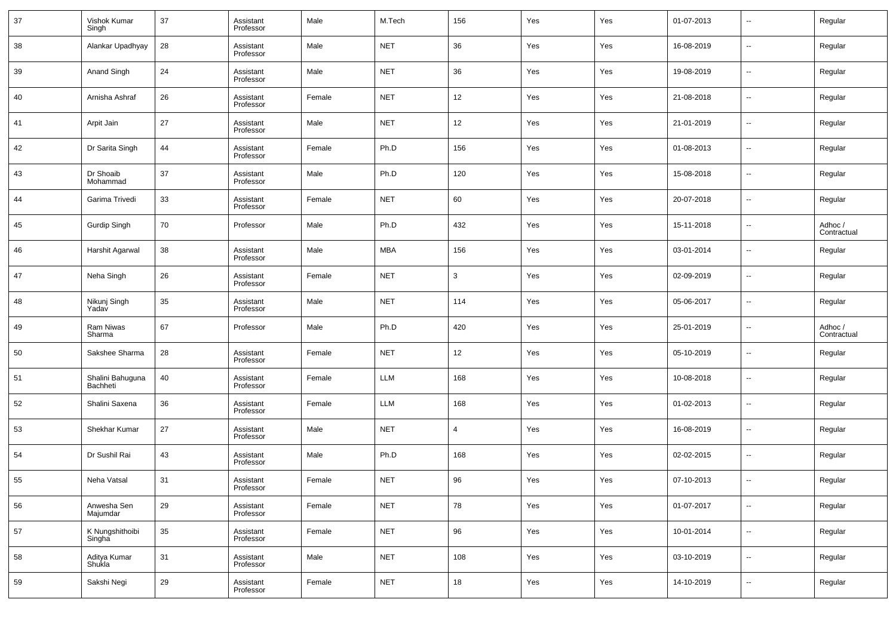| 37 | Vishok Kumar Singh | 37 | Assistant Professor | Male | M.Tech | 156 | Yes | Yes | 01-07-2013 | -- | Regular |
|---|---|---|---|---|---|---|---|---|---|---|---|
| 38 | Alankar Upadhyay | 28 | Assistant Professor | Male | NET | 36 | Yes | Yes | 16-08-2019 | -- | Regular |
| 39 | Anand Singh | 24 | Assistant Professor | Male | NET | 36 | Yes | Yes | 19-08-2019 | -- | Regular |
| 40 | Arnisha Ashraf | 26 | Assistant Professor | Female | NET | 12 | Yes | Yes | 21-08-2018 | -- | Regular |
| 41 | Arpit Jain | 27 | Assistant Professor | Male | NET | 12 | Yes | Yes | 21-01-2019 | -- | Regular |
| 42 | Dr Sarita Singh | 44 | Assistant Professor | Female | Ph.D | 156 | Yes | Yes | 01-08-2013 | -- | Regular |
| 43 | Dr Shoaib Mohammad | 37 | Assistant Professor | Male | Ph.D | 120 | Yes | Yes | 15-08-2018 | -- | Regular |
| 44 | Garima Trivedi | 33 | Assistant Professor | Female | NET | 60 | Yes | Yes | 20-07-2018 | -- | Regular |
| 45 | Gurdip Singh | 70 | Professor | Male | Ph.D | 432 | Yes | Yes | 15-11-2018 | -- | Adhoc / Contractual |
| 46 | Harshit Agarwal | 38 | Assistant Professor | Male | MBA | 156 | Yes | Yes | 03-01-2014 | -- | Regular |
| 47 | Neha Singh | 26 | Assistant Professor | Female | NET | 3 | Yes | Yes | 02-09-2019 | -- | Regular |
| 48 | Nikunj Singh Yadav | 35 | Assistant Professor | Male | NET | 114 | Yes | Yes | 05-06-2017 | -- | Regular |
| 49 | Ram Niwas Sharma | 67 | Professor | Male | Ph.D | 420 | Yes | Yes | 25-01-2019 | -- | Adhoc / Contractual |
| 50 | Sakshee Sharma | 28 | Assistant Professor | Female | NET | 12 | Yes | Yes | 05-10-2019 | -- | Regular |
| 51 | Shalini Bahuguna Bachheti | 40 | Assistant Professor | Female | LLM | 168 | Yes | Yes | 10-08-2018 | -- | Regular |
| 52 | Shalini Saxena | 36 | Assistant Professor | Female | LLM | 168 | Yes | Yes | 01-02-2013 | -- | Regular |
| 53 | Shekhar Kumar | 27 | Assistant Professor | Male | NET | 4 | Yes | Yes | 16-08-2019 | -- | Regular |
| 54 | Dr Sushil Rai | 43 | Assistant Professor | Male | Ph.D | 168 | Yes | Yes | 02-02-2015 | -- | Regular |
| 55 | Neha Vatsal | 31 | Assistant Professor | Female | NET | 96 | Yes | Yes | 07-10-2013 | -- | Regular |
| 56 | Anwesha Sen Majumdar | 29 | Assistant Professor | Female | NET | 78 | Yes | Yes | 01-07-2017 | -- | Regular |
| 57 | K Nungshithoibi Singha | 35 | Assistant Professor | Female | NET | 96 | Yes | Yes | 10-01-2014 | -- | Regular |
| 58 | Aditya Kumar Shukla | 31 | Assistant Professor | Male | NET | 108 | Yes | Yes | 03-10-2019 | -- | Regular |
| 59 | Sakshi Negi | 29 | Assistant Professor | Female | NET | 18 | Yes | Yes | 14-10-2019 | -- | Regular |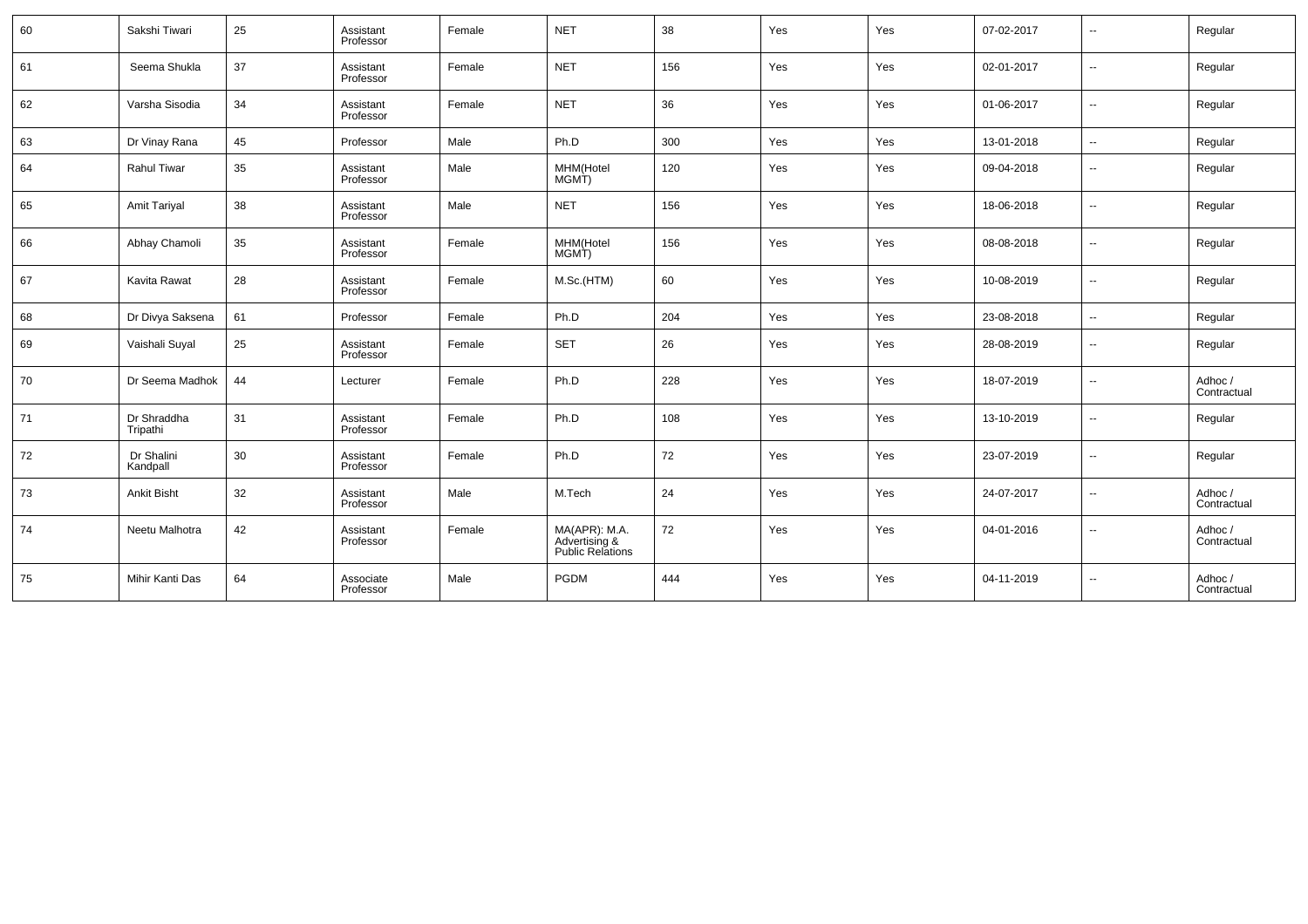| | | | | | | | | | | | |
|---|---|---|---|---|---|---|---|---|---|---|---|
| 60 | Sakshi Tiwari | 25 | Assistant Professor | Female | NET | 38 | Yes | Yes | 07-02-2017 | -- | Regular |
| 61 | Seema Shukla | 37 | Assistant Professor | Female | NET | 156 | Yes | Yes | 02-01-2017 | -- | Regular |
| 62 | Varsha Sisodia | 34 | Assistant Professor | Female | NET | 36 | Yes | Yes | 01-06-2017 | -- | Regular |
| 63 | Dr Vinay Rana | 45 | Professor | Male | Ph.D | 300 | Yes | Yes | 13-01-2018 | -- | Regular |
| 64 | Rahul Tiwar | 35 | Assistant Professor | Male | MHM(Hotel MGMT) | 120 | Yes | Yes | 09-04-2018 | -- | Regular |
| 65 | Amit Tariyal | 38 | Assistant Professor | Male | NET | 156 | Yes | Yes | 18-06-2018 | -- | Regular |
| 66 | Abhay Chamoli | 35 | Assistant Professor | Female | MHM(Hotel MGMT) | 156 | Yes | Yes | 08-08-2018 | -- | Regular |
| 67 | Kavita Rawat | 28 | Assistant Professor | Female | M.Sc.(HTM) | 60 | Yes | Yes | 10-08-2019 | -- | Regular |
| 68 | Dr Divya Saksena | 61 | Professor | Female | Ph.D | 204 | Yes | Yes | 23-08-2018 | -- | Regular |
| 69 | Vaishali Suyal | 25 | Assistant Professor | Female | SET | 26 | Yes | Yes | 28-08-2019 | -- | Regular |
| 70 | Dr Seema Madhok | 44 | Lecturer | Female | Ph.D | 228 | Yes | Yes | 18-07-2019 | -- | Adhoc / Contractual |
| 71 | Dr Shraddha Tripathi | 31 | Assistant Professor | Female | Ph.D | 108 | Yes | Yes | 13-10-2019 | -- | Regular |
| 72 | Dr Shalini Kandpall | 30 | Assistant Professor | Female | Ph.D | 72 | Yes | Yes | 23-07-2019 | -- | Regular |
| 73 | Ankit Bisht | 32 | Assistant Professor | Male | M.Tech | 24 | Yes | Yes | 24-07-2017 | -- | Adhoc / Contractual |
| 74 | Neetu Malhotra | 42 | Assistant Professor | Female | MA(APR): M.A. Advertising & Public Relations | 72 | Yes | Yes | 04-01-2016 | -- | Adhoc / Contractual |
| 75 | Mihir Kanti Das | 64 | Associate Professor | Male | PGDM | 444 | Yes | Yes | 04-11-2019 | -- | Adhoc / Contractual |